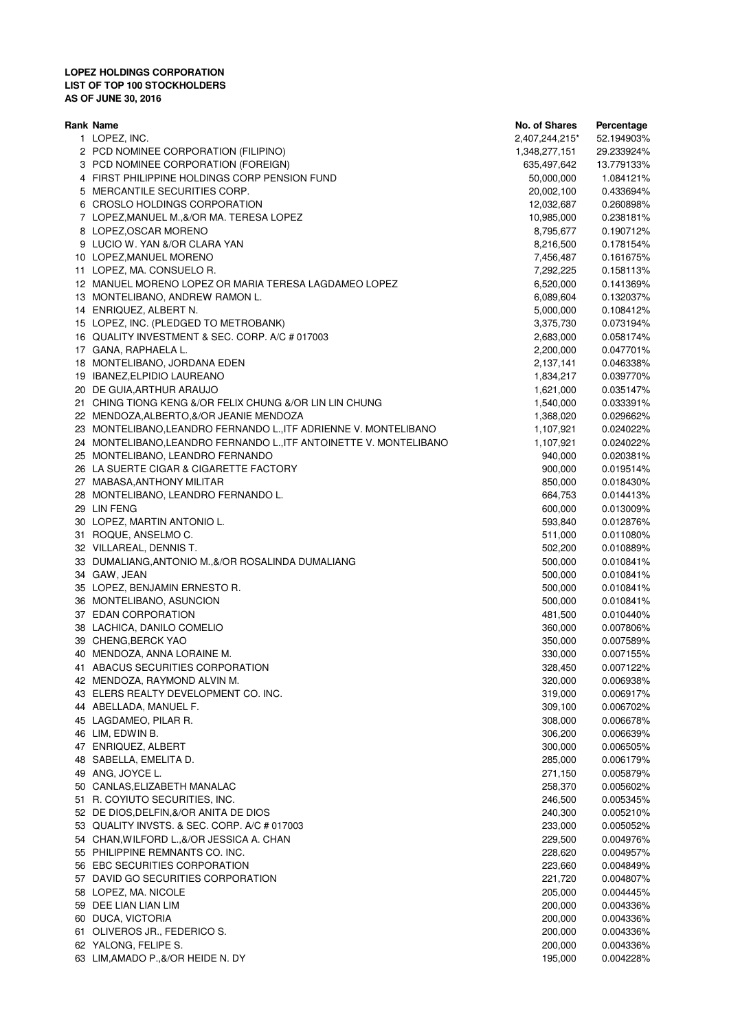**LOPEZ HOLDINGS CORPORATION**
**LIST OF TOP 100 STOCKHOLDERS**
**AS OF JUNE 30, 2016**

| Rank | Name | No. of Shares | Percentage |
|---|---|---|---|
| 1 | LOPEZ, INC. | 2,407,244,215* | 52.194903% |
| 2 | PCD NOMINEE CORPORATION (FILIPINO) | 1,348,277,151 | 29.233924% |
| 3 | PCD NOMINEE CORPORATION (FOREIGN) | 635,497,642 | 13.779133% |
| 4 | FIRST PHILIPPINE HOLDINGS CORP PENSION FUND | 50,000,000 | 1.084121% |
| 5 | MERCANTILE SECURITIES CORP. | 20,002,100 | 0.433694% |
| 6 | CROSLO HOLDINGS CORPORATION | 12,032,687 | 0.260898% |
| 7 | LOPEZ,MANUEL M.,&/OR MA. TERESA LOPEZ | 10,985,000 | 0.238181% |
| 8 | LOPEZ,OSCAR MORENO | 8,795,677 | 0.190712% |
| 9 | LUCIO W. YAN &/OR CLARA YAN | 8,216,500 | 0.178154% |
| 10 | LOPEZ,MANUEL MORENO | 7,456,487 | 0.161675% |
| 11 | LOPEZ, MA. CONSUELO R. | 7,292,225 | 0.158113% |
| 12 | MANUEL MORENO LOPEZ OR MARIA TERESA LAGDAMEO LOPEZ | 6,520,000 | 0.141369% |
| 13 | MONTELIBANO, ANDREW RAMON L. | 6,089,604 | 0.132037% |
| 14 | ENRIQUEZ, ALBERT N. | 5,000,000 | 0.108412% |
| 15 | LOPEZ, INC. (PLEDGED TO METROBANK) | 3,375,730 | 0.073194% |
| 16 | QUALITY INVESTMENT & SEC. CORP. A/C # 017003 | 2,683,000 | 0.058174% |
| 17 | GANA, RAPHAELA L. | 2,200,000 | 0.047701% |
| 18 | MONTELIBANO, JORDANA EDEN | 2,137,141 | 0.046338% |
| 19 | IBANEZ,ELPIDIO LAUREANO | 1,834,217 | 0.039770% |
| 20 | DE GUIA,ARTHUR ARAUJO | 1,621,000 | 0.035147% |
| 21 | CHING TIONG KENG &/OR FELIX CHUNG &/OR LIN LIN CHUNG | 1,540,000 | 0.033391% |
| 22 | MENDOZA,ALBERTO,&/OR JEANIE MENDOZA | 1,368,020 | 0.029662% |
| 23 | MONTELIBANO,LEANDRO FERNANDO L.,ITF ADRIENNE V. MONTELIBANO | 1,107,921 | 0.024022% |
| 24 | MONTELIBANO,LEANDRO FERNANDO L.,ITF ANTOINETTE V. MONTELIBANO | 1,107,921 | 0.024022% |
| 25 | MONTELIBANO, LEANDRO FERNANDO | 940,000 | 0.020381% |
| 26 | LA SUERTE CIGAR & CIGARETTE FACTORY | 900,000 | 0.019514% |
| 27 | MABASA,ANTHONY MILITAR | 850,000 | 0.018430% |
| 28 | MONTELIBANO, LEANDRO FERNANDO L. | 664,753 | 0.014413% |
| 29 | LIN FENG | 600,000 | 0.013009% |
| 30 | LOPEZ, MARTIN ANTONIO L. | 593,840 | 0.012876% |
| 31 | ROQUE, ANSELMO C. | 511,000 | 0.011080% |
| 32 | VILLAREAL, DENNIS T. | 502,200 | 0.010889% |
| 33 | DUMALIANG,ANTONIO M.,&/OR ROSALINDA DUMALIANG | 500,000 | 0.010841% |
| 34 | GAW, JEAN | 500,000 | 0.010841% |
| 35 | LOPEZ, BENJAMIN ERNESTO R. | 500,000 | 0.010841% |
| 36 | MONTELIBANO, ASUNCION | 500,000 | 0.010841% |
| 37 | EDAN CORPORATION | 481,500 | 0.010440% |
| 38 | LACHICA, DANILO COMELIO | 360,000 | 0.007806% |
| 39 | CHENG,BERCK YAO | 350,000 | 0.007589% |
| 40 | MENDOZA, ANNA LORAINE M. | 330,000 | 0.007155% |
| 41 | ABACUS SECURITIES CORPORATION | 328,450 | 0.007122% |
| 42 | MENDOZA, RAYMOND ALVIN M. | 320,000 | 0.006938% |
| 43 | ELERS REALTY DEVELOPMENT CO. INC. | 319,000 | 0.006917% |
| 44 | ABELLADA, MANUEL F. | 309,100 | 0.006702% |
| 45 | LAGDAMEO, PILAR R. | 308,000 | 0.006678% |
| 46 | LIM, EDWIN B. | 306,200 | 0.006639% |
| 47 | ENRIQUEZ, ALBERT | 300,000 | 0.006505% |
| 48 | SABELLA, EMELITA D. | 285,000 | 0.006179% |
| 49 | ANG, JOYCE L. | 271,150 | 0.005879% |
| 50 | CANLAS,ELIZABETH MANALAC | 258,370 | 0.005602% |
| 51 | R. COYIUTO SECURITIES, INC. | 246,500 | 0.005345% |
| 52 | DE DIOS,DELFIN,&/OR ANITA DE DIOS | 240,300 | 0.005210% |
| 53 | QUALITY INVSTS. & SEC. CORP. A/C # 017003 | 233,000 | 0.005052% |
| 54 | CHAN,WILFORD L.,&/OR JESSICA A. CHAN | 229,500 | 0.004976% |
| 55 | PHILIPPINE REMNANTS CO. INC. | 228,620 | 0.004957% |
| 56 | EBC SECURITIES CORPORATION | 223,660 | 0.004849% |
| 57 | DAVID GO SECURITIES CORPORATION | 221,720 | 0.004807% |
| 58 | LOPEZ, MA. NICOLE | 205,000 | 0.004445% |
| 59 | DEE LIAN LIAN LIM | 200,000 | 0.004336% |
| 60 | DUCA, VICTORIA | 200,000 | 0.004336% |
| 61 | OLIVEROS JR., FEDERICO S. | 200,000 | 0.004336% |
| 62 | YALONG, FELIPE S. | 200,000 | 0.004336% |
| 63 | LIM,AMADO P.,&/OR HEIDE N. DY | 195,000 | 0.004228% |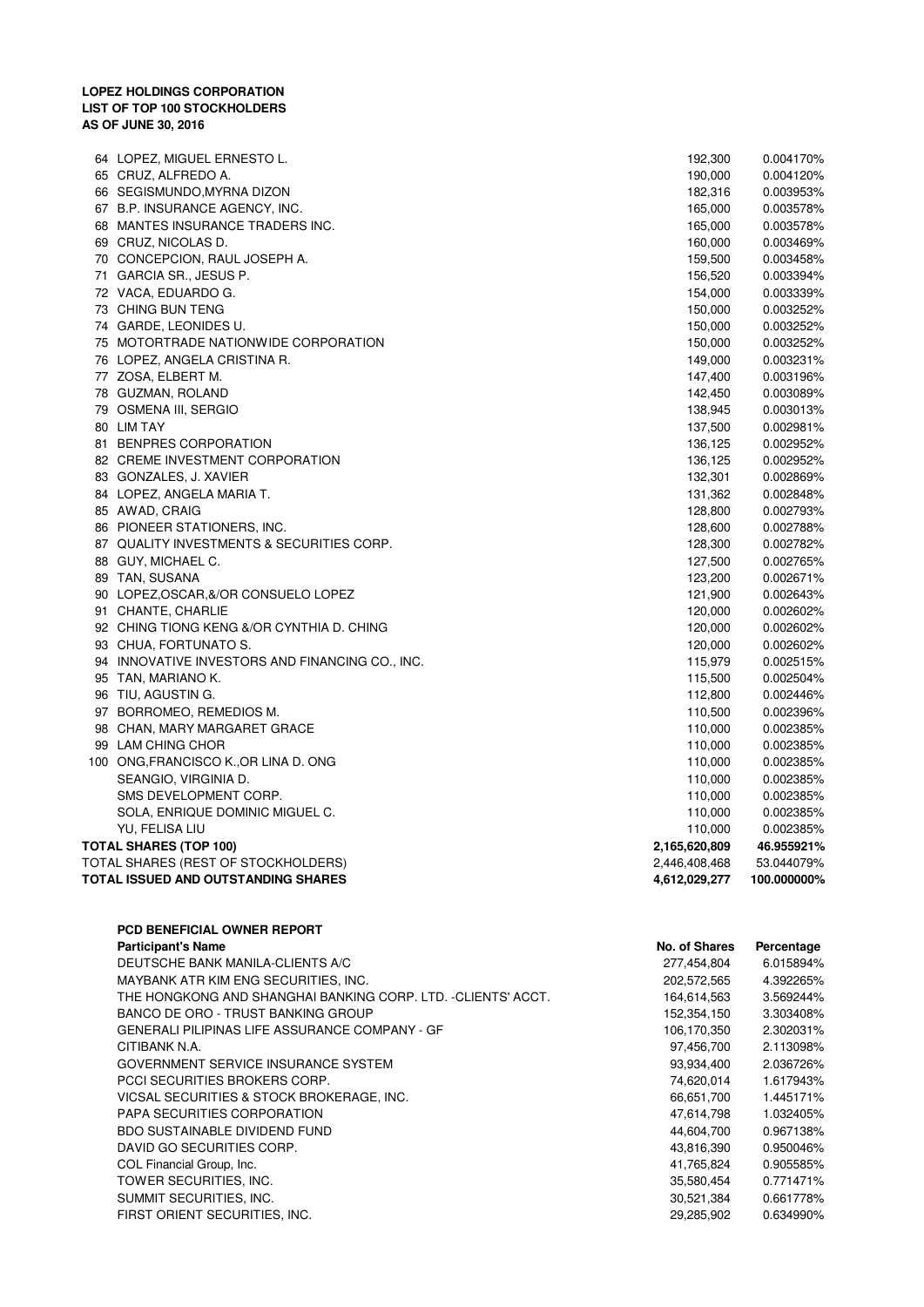**LOPEZ HOLDINGS CORPORATION**
**LIST OF TOP 100 STOCKHOLDERS**
**AS OF JUNE 30, 2016**

| | Name | No. of Shares | Percentage |
|---|---|---|---|
| 64 | LOPEZ, MIGUEL ERNESTO L. | 192,300 | 0.004170% |
| 65 | CRUZ, ALFREDO A. | 190,000 | 0.004120% |
| 66 | SEGISMUNDO,MYRNA DIZON | 182,316 | 0.003953% |
| 67 | B.P. INSURANCE AGENCY, INC. | 165,000 | 0.003578% |
| 68 | MANTES INSURANCE TRADERS INC. | 165,000 | 0.003578% |
| 69 | CRUZ, NICOLAS D. | 160,000 | 0.003469% |
| 70 | CONCEPCION, RAUL JOSEPH A. | 159,500 | 0.003458% |
| 71 | GARCIA SR., JESUS P. | 156,520 | 0.003394% |
| 72 | VACA, EDUARDO G. | 154,000 | 0.003339% |
| 73 | CHING BUN TENG | 150,000 | 0.003252% |
| 74 | GARDE, LEONIDES U. | 150,000 | 0.003252% |
| 75 | MOTORTRADE NATIONWIDE CORPORATION | 150,000 | 0.003252% |
| 76 | LOPEZ, ANGELA CRISTINA R. | 149,000 | 0.003231% |
| 77 | ZOSA, ELBERT M. | 147,400 | 0.003196% |
| 78 | GUZMAN, ROLAND | 142,450 | 0.003089% |
| 79 | OSMENA III, SERGIO | 138,945 | 0.003013% |
| 80 | LIM TAY | 137,500 | 0.002981% |
| 81 | BENPRES CORPORATION | 136,125 | 0.002952% |
| 82 | CREME INVESTMENT CORPORATION | 136,125 | 0.002952% |
| 83 | GONZALES, J. XAVIER | 132,301 | 0.002869% |
| 84 | LOPEZ, ANGELA MARIA T. | 131,362 | 0.002848% |
| 85 | AWAD, CRAIG | 128,800 | 0.002793% |
| 86 | PIONEER STATIONERS, INC. | 128,600 | 0.002788% |
| 87 | QUALITY INVESTMENTS & SECURITIES CORP. | 128,300 | 0.002782% |
| 88 | GUY, MICHAEL C. | 127,500 | 0.002765% |
| 89 | TAN, SUSANA | 123,200 | 0.002671% |
| 90 | LOPEZ,OSCAR,&/OR CONSUELO LOPEZ | 121,900 | 0.002643% |
| 91 | CHANTE, CHARLIE | 120,000 | 0.002602% |
| 92 | CHING TIONG KENG &/OR CYNTHIA D. CHING | 120,000 | 0.002602% |
| 93 | CHUA, FORTUNATO S. | 120,000 | 0.002602% |
| 94 | INNOVATIVE INVESTORS AND FINANCING CO., INC. | 115,979 | 0.002515% |
| 95 | TAN, MARIANO K. | 115,500 | 0.002504% |
| 96 | TIU, AGUSTIN G. | 112,800 | 0.002446% |
| 97 | BORROMEO, REMEDIOS M. | 110,500 | 0.002396% |
| 98 | CHAN, MARY MARGARET GRACE | 110,000 | 0.002385% |
| 99 | LAM CHING CHOR | 110,000 | 0.002385% |
| 100 | ONG,FRANCISCO K.,OR LINA D. ONG | 110,000 | 0.002385% |
| | SEANGIO, VIRGINIA D. | 110,000 | 0.002385% |
| | SMS DEVELOPMENT CORP. | 110,000 | 0.002385% |
| | SOLA, ENRIQUE DOMINIC MIGUEL C. | 110,000 | 0.002385% |
| | YU, FELISA LIU | 110,000 | 0.002385% |
| **TOTAL SHARES (TOP 100)** | | **2,165,620,809** | **46.955921%** |
| TOTAL SHARES (REST OF STOCKHOLDERS) | | 2,446,408,468 | 53.044079% |
| **TOTAL ISSUED AND OUTSTANDING SHARES** | | **4,612,029,277** | **100.000000%** |

**PCD BENEFICIAL OWNER REPORT**

| Participant's Name | No. of Shares | Percentage |
|---|---|---|
| DEUTSCHE BANK MANILA-CLIENTS A/C | 277,454,804 | 6.015894% |
| MAYBANK ATR KIM ENG SECURITIES, INC. | 202,572,565 | 4.392265% |
| THE HONGKONG AND SHANGHAI BANKING CORP. LTD. -CLIENTS' ACCT. | 164,614,563 | 3.569244% |
| BANCO DE ORO - TRUST BANKING GROUP | 152,354,150 | 3.303408% |
| GENERALI PILIPINAS LIFE ASSURANCE COMPANY - GF | 106,170,350 | 2.302031% |
| CITIBANK N.A. | 97,456,700 | 2.113098% |
| GOVERNMENT SERVICE INSURANCE SYSTEM | 93,934,400 | 2.036726% |
| PCCI SECURITIES BROKERS CORP. | 74,620,014 | 1.617943% |
| VICSAL SECURITIES & STOCK BROKERAGE, INC. | 66,651,700 | 1.445171% |
| PAPA SECURITIES CORPORATION | 47,614,798 | 1.032405% |
| BDO SUSTAINABLE DIVIDEND FUND | 44,604,700 | 0.967138% |
| DAVID GO SECURITIES CORP. | 43,816,390 | 0.950046% |
| COL Financial Group, Inc. | 41,765,824 | 0.905585% |
| TOWER SECURITIES, INC. | 35,580,454 | 0.771471% |
| SUMMIT SECURITIES, INC. | 30,521,384 | 0.661778% |
| FIRST ORIENT SECURITIES, INC. | 29,285,902 | 0.634990% |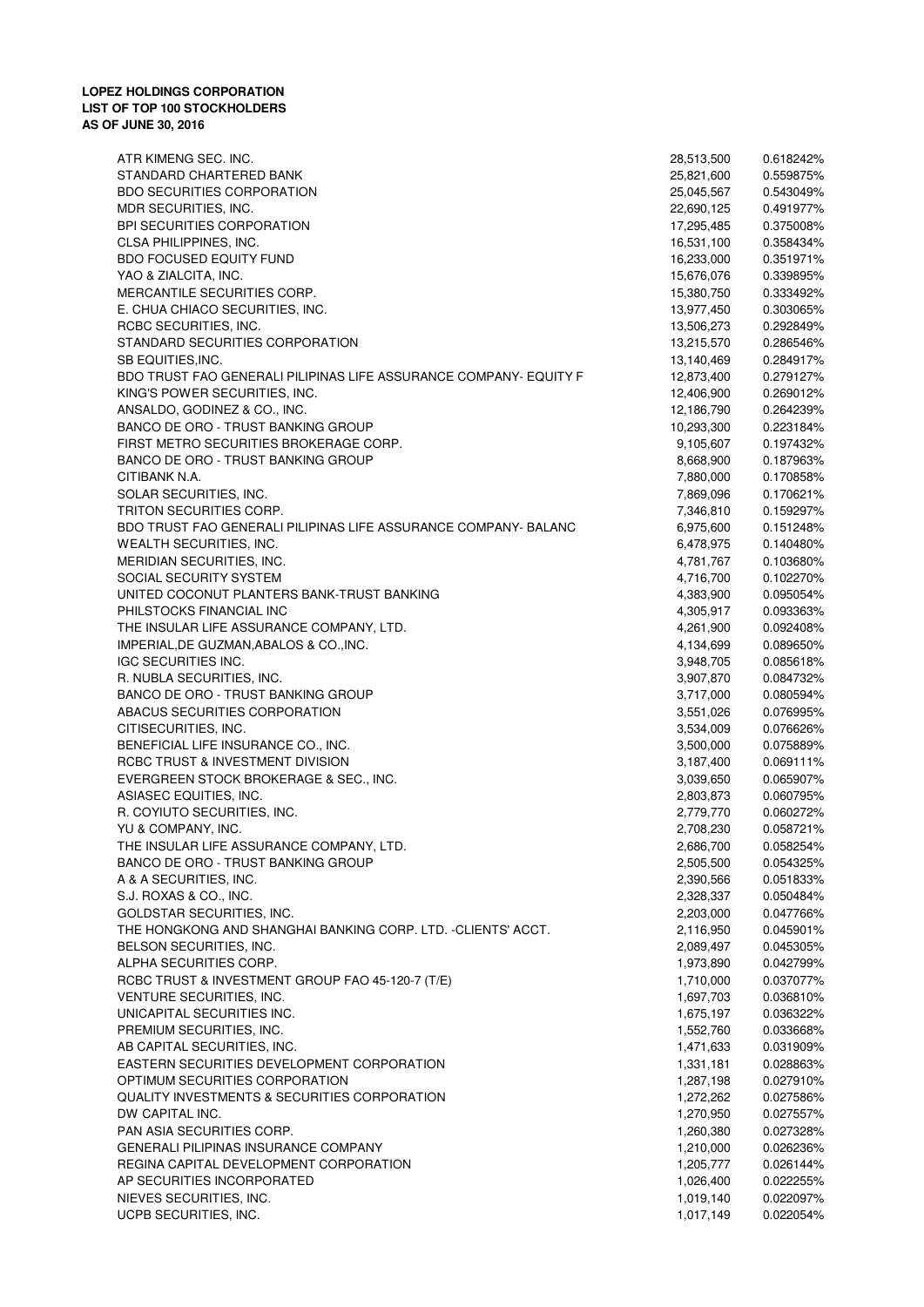**LOPEZ HOLDINGS CORPORATION**
**LIST OF TOP 100 STOCKHOLDERS**
**AS OF JUNE 30, 2016**

| | | |
|---|---|---|
| ATR KIMENG SEC. INC. | 28,513,500 | 0.618242% |
| STANDARD CHARTERED BANK | 25,821,600 | 0.559875% |
| BDO SECURITIES CORPORATION | 25,045,567 | 0.543049% |
| MDR SECURITIES, INC. | 22,690,125 | 0.491977% |
| BPI SECURITIES CORPORATION | 17,295,485 | 0.375008% |
| CLSA PHILIPPINES, INC. | 16,531,100 | 0.358434% |
| BDO FOCUSED EQUITY FUND | 16,233,000 | 0.351971% |
| YAO & ZIALCITA, INC. | 15,676,076 | 0.339895% |
| MERCANTILE SECURITIES CORP. | 15,380,750 | 0.333492% |
| E. CHUA CHIACO SECURITIES, INC. | 13,977,450 | 0.303065% |
| RCBC SECURITIES, INC. | 13,506,273 | 0.292849% |
| STANDARD SECURITIES CORPORATION | 13,215,570 | 0.286546% |
| SB EQUITIES,INC. | 13,140,469 | 0.284917% |
| BDO TRUST FAO GENERALI PILIPINAS LIFE ASSURANCE COMPANY- EQUITY F | 12,873,400 | 0.279127% |
| KING'S POWER SECURITIES, INC. | 12,406,900 | 0.269012% |
| ANSALDO, GODINEZ & CO., INC. | 12,186,790 | 0.264239% |
| BANCO DE ORO - TRUST BANKING GROUP | 10,293,300 | 0.223184% |
| FIRST METRO SECURITIES BROKERAGE CORP. | 9,105,607 | 0.197432% |
| BANCO DE ORO - TRUST BANKING GROUP | 8,668,900 | 0.187963% |
| CITIBANK N.A. | 7,880,000 | 0.170858% |
| SOLAR SECURITIES, INC. | 7,869,096 | 0.170621% |
| TRITON SECURITIES CORP. | 7,346,810 | 0.159297% |
| BDO TRUST FAO GENERALI PILIPINAS LIFE ASSURANCE COMPANY- BALANC | 6,975,600 | 0.151248% |
| WEALTH SECURITIES, INC. | 6,478,975 | 0.140480% |
| MERIDIAN SECURITIES, INC. | 4,781,767 | 0.103680% |
| SOCIAL SECURITY SYSTEM | 4,716,700 | 0.102270% |
| UNITED COCONUT PLANTERS BANK-TRUST BANKING | 4,383,900 | 0.095054% |
| PHILSTOCKS FINANCIAL INC | 4,305,917 | 0.093363% |
| THE INSULAR LIFE ASSURANCE COMPANY, LTD. | 4,261,900 | 0.092408% |
| IMPERIAL,DE GUZMAN,ABALOS & CO.,INC. | 4,134,699 | 0.089650% |
| IGC SECURITIES INC. | 3,948,705 | 0.085618% |
| R. NUBLA SECURITIES, INC. | 3,907,870 | 0.084732% |
| BANCO DE ORO - TRUST BANKING GROUP | 3,717,000 | 0.080594% |
| ABACUS SECURITIES CORPORATION | 3,551,026 | 0.076995% |
| CITISECURITIES, INC. | 3,534,009 | 0.076626% |
| BENEFICIAL LIFE INSURANCE CO., INC. | 3,500,000 | 0.075889% |
| RCBC TRUST & INVESTMENT DIVISION | 3,187,400 | 0.069111% |
| EVERGREEN STOCK BROKERAGE & SEC., INC. | 3,039,650 | 0.065907% |
| ASIASEC EQUITIES, INC. | 2,803,873 | 0.060795% |
| R. COYIUTO SECURITIES, INC. | 2,779,770 | 0.060272% |
| YU & COMPANY, INC. | 2,708,230 | 0.058721% |
| THE INSULAR LIFE ASSURANCE COMPANY, LTD. | 2,686,700 | 0.058254% |
| BANCO DE ORO - TRUST BANKING GROUP | 2,505,500 | 0.054325% |
| A & A SECURITIES, INC. | 2,390,566 | 0.051833% |
| S.J. ROXAS & CO., INC. | 2,328,337 | 0.050484% |
| GOLDSTAR SECURITIES, INC. | 2,203,000 | 0.047766% |
| THE HONGKONG AND SHANGHAI BANKING CORP. LTD. -CLIENTS' ACCT. | 2,116,950 | 0.045901% |
| BELSON SECURITIES, INC. | 2,089,497 | 0.045305% |
| ALPHA SECURITIES CORP. | 1,973,890 | 0.042799% |
| RCBC TRUST & INVESTMENT GROUP FAO 45-120-7 (T/E) | 1,710,000 | 0.037077% |
| VENTURE SECURITIES, INC. | 1,697,703 | 0.036810% |
| UNICAPITAL SECURITIES INC. | 1,675,197 | 0.036322% |
| PREMIUM SECURITIES, INC. | 1,552,760 | 0.033668% |
| AB CAPITAL SECURITIES, INC. | 1,471,633 | 0.031909% |
| EASTERN SECURITIES DEVELOPMENT CORPORATION | 1,331,181 | 0.028863% |
| OPTIMUM SECURITIES CORPORATION | 1,287,198 | 0.027910% |
| QUALITY INVESTMENTS & SECURITIES CORPORATION | 1,272,262 | 0.027586% |
| DW CAPITAL INC. | 1,270,950 | 0.027557% |
| PAN ASIA SECURITIES CORP. | 1,260,380 | 0.027328% |
| GENERALI PILIPINAS INSURANCE COMPANY | 1,210,000 | 0.026236% |
| REGINA CAPITAL DEVELOPMENT CORPORATION | 1,205,777 | 0.026144% |
| AP SECURITIES INCORPORATED | 1,026,400 | 0.022255% |
| NIEVES SECURITIES, INC. | 1,019,140 | 0.022097% |
| UCPB SECURITIES, INC. | 1,017,149 | 0.022054% |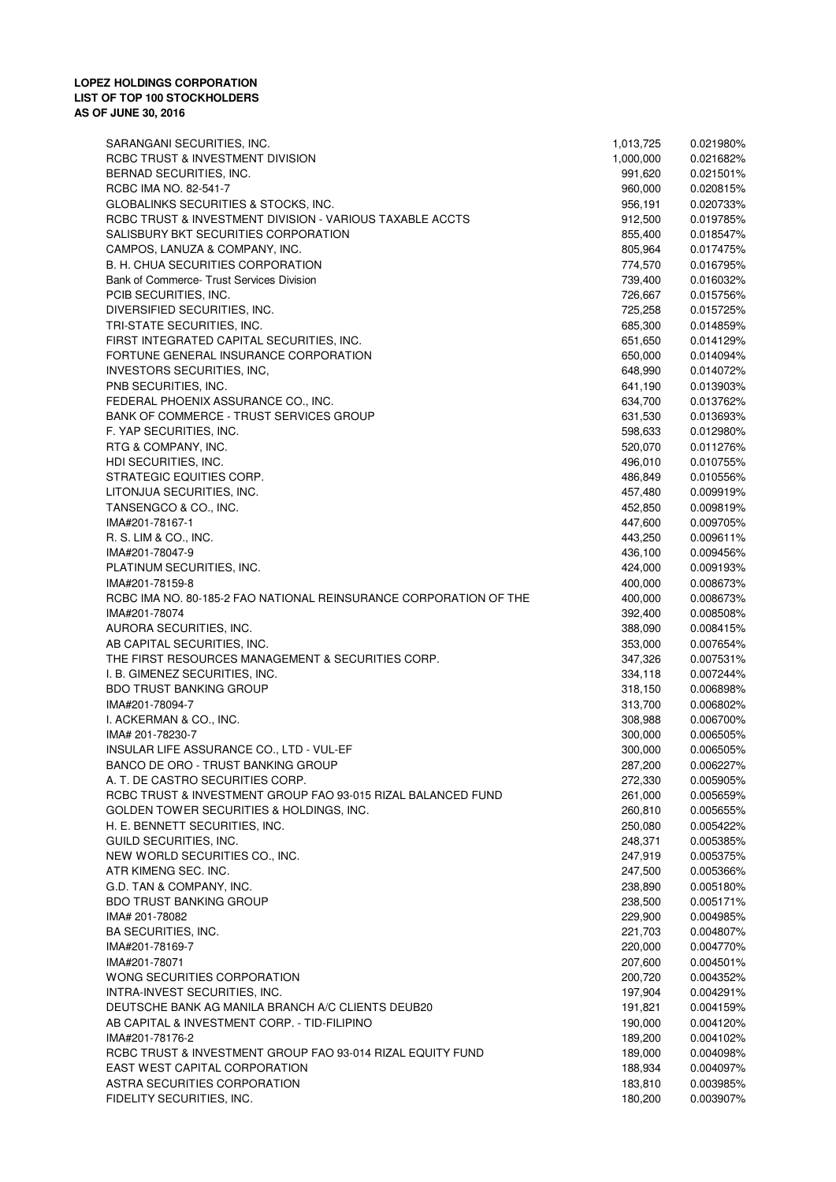**LOPEZ HOLDINGS CORPORATION**
**LIST OF TOP 100 STOCKHOLDERS**
**AS OF JUNE 30, 2016**

| | | |
|---|---|---|
| SARANGANI SECURITIES, INC. | 1,013,725 | 0.021980% |
| RCBC TRUST & INVESTMENT DIVISION | 1,000,000 | 0.021682% |
| BERNAD SECURITIES, INC. | 991,620 | 0.021501% |
| RCBC IMA NO. 82-541-7 | 960,000 | 0.020815% |
| GLOBALINKS SECURITIES & STOCKS, INC. | 956,191 | 0.020733% |
| RCBC TRUST & INVESTMENT DIVISION - VARIOUS TAXABLE ACCTS | 912,500 | 0.019785% |
| SALISBURY BKT SECURITIES CORPORATION | 855,400 | 0.018547% |
| CAMPOS, LANUZA & COMPANY, INC. | 805,964 | 0.017475% |
| B. H. CHUA SECURITIES CORPORATION | 774,570 | 0.016795% |
| Bank of Commerce- Trust Services Division | 739,400 | 0.016032% |
| PCIB SECURITIES, INC. | 726,667 | 0.015756% |
| DIVERSIFIED SECURITIES, INC. | 725,258 | 0.015725% |
| TRI-STATE SECURITIES, INC. | 685,300 | 0.014859% |
| FIRST INTEGRATED CAPITAL SECURITIES, INC. | 651,650 | 0.014129% |
| FORTUNE GENERAL INSURANCE CORPORATION | 650,000 | 0.014094% |
| INVESTORS SECURITIES, INC, | 648,990 | 0.014072% |
| PNB SECURITIES, INC. | 641,190 | 0.013903% |
| FEDERAL PHOENIX ASSURANCE CO., INC. | 634,700 | 0.013762% |
| BANK OF COMMERCE - TRUST SERVICES GROUP | 631,530 | 0.013693% |
| F. YAP SECURITIES, INC. | 598,633 | 0.012980% |
| RTG & COMPANY, INC. | 520,070 | 0.011276% |
| HDI SECURITIES, INC. | 496,010 | 0.010755% |
| STRATEGIC EQUITIES CORP. | 486,849 | 0.010556% |
| LITONJUA SECURITIES, INC. | 457,480 | 0.009919% |
| TANSENGCO & CO., INC. | 452,850 | 0.009819% |
| IMA#201-78167-1 | 447,600 | 0.009705% |
| R. S. LIM & CO., INC. | 443,250 | 0.009611% |
| IMA#201-78047-9 | 436,100 | 0.009456% |
| PLATINUM SECURITIES, INC. | 424,000 | 0.009193% |
| IMA#201-78159-8 | 400,000 | 0.008673% |
| RCBC IMA NO. 80-185-2 FAO NATIONAL REINSURANCE CORPORATION OF THE | 400,000 | 0.008673% |
| IMA#201-78074 | 392,400 | 0.008508% |
| AURORA SECURITIES, INC. | 388,090 | 0.008415% |
| AB CAPITAL SECURITIES, INC. | 353,000 | 0.007654% |
| THE FIRST RESOURCES MANAGEMENT & SECURITIES CORP. | 347,326 | 0.007531% |
| I. B. GIMENEZ SECURITIES, INC. | 334,118 | 0.007244% |
| BDO TRUST BANKING GROUP | 318,150 | 0.006898% |
| IMA#201-78094-7 | 313,700 | 0.006802% |
| I. ACKERMAN & CO., INC. | 308,988 | 0.006700% |
| IMA# 201-78230-7 | 300,000 | 0.006505% |
| INSULAR LIFE ASSURANCE CO., LTD - VUL-EF | 300,000 | 0.006505% |
| BANCO DE ORO - TRUST BANKING GROUP | 287,200 | 0.006227% |
| A. T. DE CASTRO SECURITIES CORP. | 272,330 | 0.005905% |
| RCBC TRUST & INVESTMENT GROUP FAO 93-015 RIZAL BALANCED FUND | 261,000 | 0.005659% |
| GOLDEN TOWER SECURITIES & HOLDINGS, INC. | 260,810 | 0.005655% |
| H. E. BENNETT SECURITIES, INC. | 250,080 | 0.005422% |
| GUILD SECURITIES, INC. | 248,371 | 0.005385% |
| NEW WORLD SECURITIES CO., INC. | 247,919 | 0.005375% |
| ATR KIMENG SEC. INC. | 247,500 | 0.005366% |
| G.D. TAN & COMPANY, INC. | 238,890 | 0.005180% |
| BDO TRUST BANKING GROUP | 238,500 | 0.005171% |
| IMA# 201-78082 | 229,900 | 0.004985% |
| BA SECURITIES, INC. | 221,703 | 0.004807% |
| IMA#201-78169-7 | 220,000 | 0.004770% |
| IMA#201-78071 | 207,600 | 0.004501% |
| WONG SECURITIES CORPORATION | 200,720 | 0.004352% |
| INTRA-INVEST SECURITIES, INC. | 197,904 | 0.004291% |
| DEUTSCHE BANK AG MANILA BRANCH A/C CLIENTS DEUB20 | 191,821 | 0.004159% |
| AB CAPITAL & INVESTMENT CORP. - TID-FILIPINO | 190,000 | 0.004120% |
| IMA#201-78176-2 | 189,200 | 0.004102% |
| RCBC TRUST & INVESTMENT GROUP FAO 93-014 RIZAL EQUITY FUND | 189,000 | 0.004098% |
| EAST WEST CAPITAL CORPORATION | 188,934 | 0.004097% |
| ASTRA SECURITIES CORPORATION | 183,810 | 0.003985% |
| FIDELITY SECURITIES, INC. | 180,200 | 0.003907% |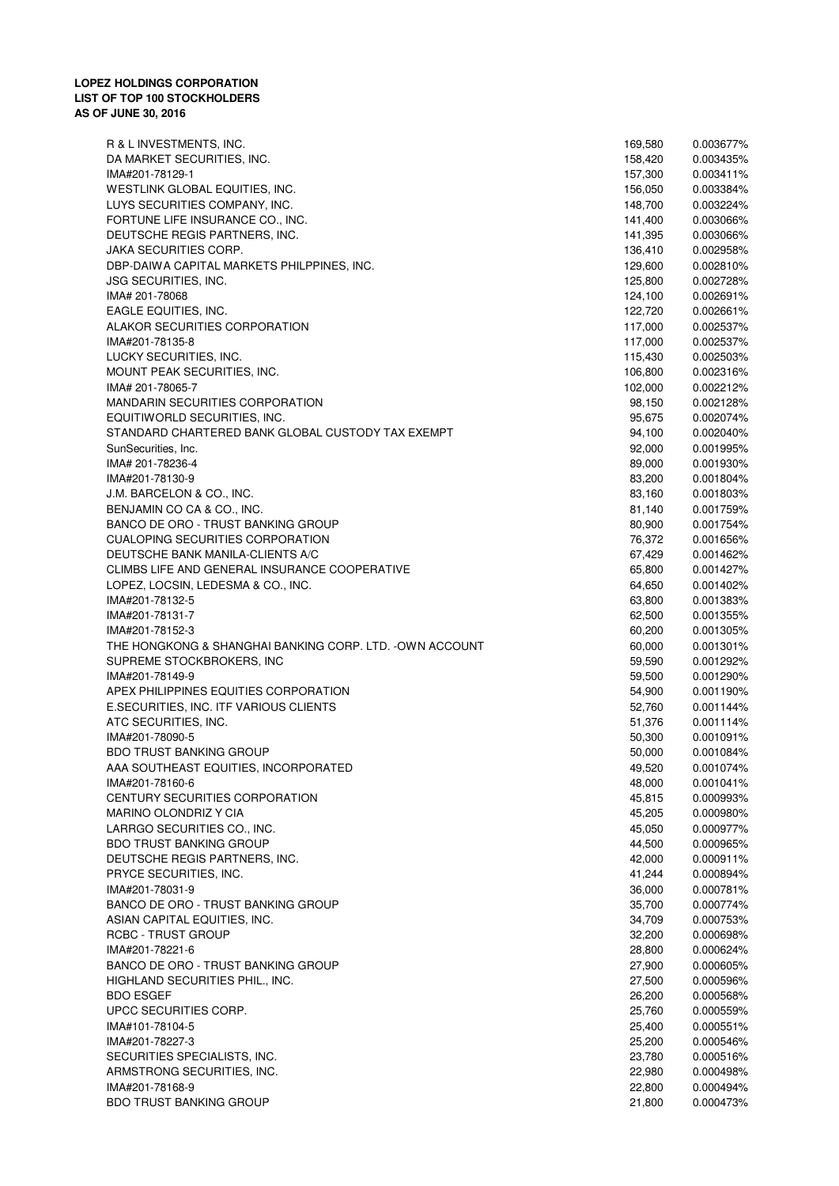**LOPEZ HOLDINGS CORPORATION**
**LIST OF TOP 100 STOCKHOLDERS**
**AS OF JUNE 30, 2016**

| | | |
|---|---|---|
| R & L INVESTMENTS, INC. | 169,580 | 0.003677% |
| DA MARKET SECURITIES, INC. | 158,420 | 0.003435% |
| IMA#201-78129-1 | 157,300 | 0.003411% |
| WESTLINK GLOBAL EQUITIES, INC. | 156,050 | 0.003384% |
| LUYS SECURITIES COMPANY, INC. | 148,700 | 0.003224% |
| FORTUNE LIFE INSURANCE CO., INC. | 141,400 | 0.003066% |
| DEUTSCHE REGIS PARTNERS, INC. | 141,395 | 0.003066% |
| JAKA SECURITIES CORP. | 136,410 | 0.002958% |
| DBP-DAIWA CAPITAL MARKETS PHILPPINES, INC. | 129,600 | 0.002810% |
| JSG SECURITIES, INC. | 125,800 | 0.002728% |
| IMA# 201-78068 | 124,100 | 0.002691% |
| EAGLE EQUITIES, INC. | 122,720 | 0.002661% |
| ALAKOR SECURITIES CORPORATION | 117,000 | 0.002537% |
| IMA#201-78135-8 | 117,000 | 0.002537% |
| LUCKY SECURITIES, INC. | 115,430 | 0.002503% |
| MOUNT PEAK SECURITIES, INC. | 106,800 | 0.002316% |
| IMA# 201-78065-7 | 102,000 | 0.002212% |
| MANDARIN SECURITIES CORPORATION | 98,150 | 0.002128% |
| EQUITIWORLD SECURITIES, INC. | 95,675 | 0.002074% |
| STANDARD CHARTERED BANK GLOBAL CUSTODY TAX EXEMPT | 94,100 | 0.002040% |
| SunSecurities, Inc. | 92,000 | 0.001995% |
| IMA# 201-78236-4 | 89,000 | 0.001930% |
| IMA#201-78130-9 | 83,200 | 0.001804% |
| J.M. BARCELON & CO., INC. | 83,160 | 0.001803% |
| BENJAMIN CO CA & CO., INC. | 81,140 | 0.001759% |
| BANCO DE ORO - TRUST BANKING GROUP | 80,900 | 0.001754% |
| CUALOPING SECURITIES CORPORATION | 76,372 | 0.001656% |
| DEUTSCHE BANK MANILA-CLIENTS A/C | 67,429 | 0.001462% |
| CLIMBS LIFE AND GENERAL INSURANCE COOPERATIVE | 65,800 | 0.001427% |
| LOPEZ, LOCSIN, LEDESMA & CO., INC. | 64,650 | 0.001402% |
| IMA#201-78132-5 | 63,800 | 0.001383% |
| IMA#201-78131-7 | 62,500 | 0.001355% |
| IMA#201-78152-3 | 60,200 | 0.001305% |
| THE HONGKONG & SHANGHAI BANKING CORP. LTD. -OWN ACCOUNT | 60,000 | 0.001301% |
| SUPREME STOCKBROKERS, INC | 59,590 | 0.001292% |
| IMA#201-78149-9 | 59,500 | 0.001290% |
| APEX PHILIPPINES EQUITIES CORPORATION | 54,900 | 0.001190% |
| E.SECURITIES, INC. ITF VARIOUS CLIENTS | 52,760 | 0.001144% |
| ATC SECURITIES, INC. | 51,376 | 0.001114% |
| IMA#201-78090-5 | 50,300 | 0.001091% |
| BDO TRUST BANKING GROUP | 50,000 | 0.001084% |
| AAA SOUTHEAST EQUITIES, INCORPORATED | 49,520 | 0.001074% |
| IMA#201-78160-6 | 48,000 | 0.001041% |
| CENTURY SECURITIES CORPORATION | 45,815 | 0.000993% |
| MARINO OLONDRIZ Y CIA | 45,205 | 0.000980% |
| LARRGO SECURITIES CO., INC. | 45,050 | 0.000977% |
| BDO TRUST BANKING GROUP | 44,500 | 0.000965% |
| DEUTSCHE REGIS PARTNERS, INC. | 42,000 | 0.000911% |
| PRYCE SECURITIES, INC. | 41,244 | 0.000894% |
| IMA#201-78031-9 | 36,000 | 0.000781% |
| BANCO DE ORO - TRUST BANKING GROUP | 35,700 | 0.000774% |
| ASIAN CAPITAL EQUITIES, INC. | 34,709 | 0.000753% |
| RCBC - TRUST GROUP | 32,200 | 0.000698% |
| IMA#201-78221-6 | 28,800 | 0.000624% |
| BANCO DE ORO - TRUST BANKING GROUP | 27,900 | 0.000605% |
| HIGHLAND SECURITIES PHIL., INC. | 27,500 | 0.000596% |
| BDO ESGEF | 26,200 | 0.000568% |
| UPCC SECURITIES CORP. | 25,760 | 0.000559% |
| IMA#101-78104-5 | 25,400 | 0.000551% |
| IMA#201-78227-3 | 25,200 | 0.000546% |
| SECURITIES SPECIALISTS, INC. | 23,780 | 0.000516% |
| ARMSTRONG SECURITIES, INC. | 22,980 | 0.000498% |
| IMA#201-78168-9 | 22,800 | 0.000494% |
| BDO TRUST BANKING GROUP | 21,800 | 0.000473% |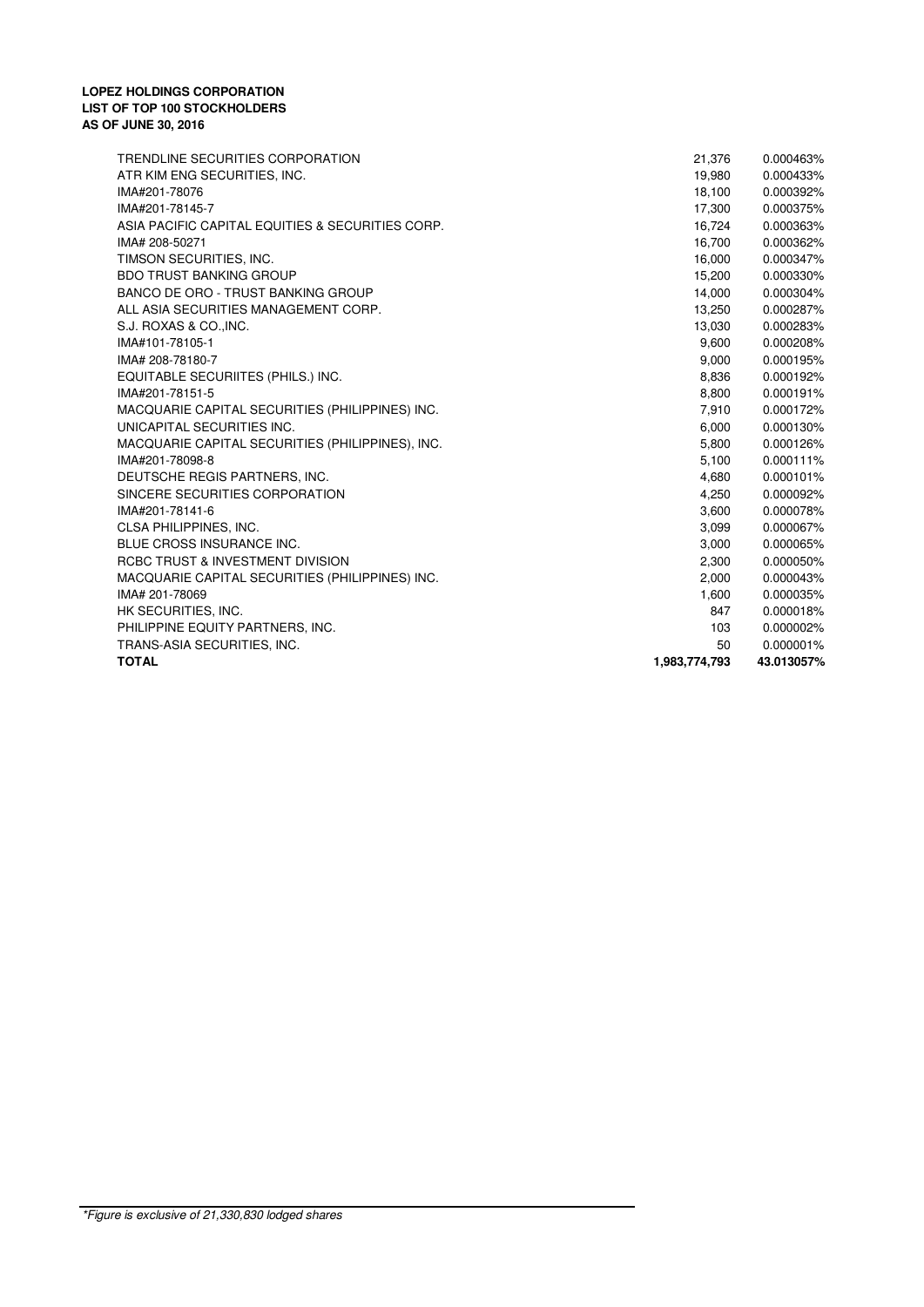**LOPEZ HOLDINGS CORPORATION**
**LIST OF TOP 100 STOCKHOLDERS**
**AS OF JUNE 30, 2016**

| | | |
|---|---|---|
| TRENDLINE SECURITIES CORPORATION | 21,376 | 0.000463% |
| ATR KIM ENG SECURITIES, INC. | 19,980 | 0.000433% |
| IMA#201-78076 | 18,100 | 0.000392% |
| IMA#201-78145-7 | 17,300 | 0.000375% |
| ASIA PACIFIC CAPITAL EQUITIES & SECURITIES CORP. | 16,724 | 0.000363% |
| IMA# 208-50271 | 16,700 | 0.000362% |
| TIMSON SECURITIES, INC. | 16,000 | 0.000347% |
| BDO TRUST BANKING GROUP | 15,200 | 0.000330% |
| BANCO DE ORO - TRUST BANKING GROUP | 14,000 | 0.000304% |
| ALL ASIA SECURITIES MANAGEMENT CORP. | 13,250 | 0.000287% |
| S.J. ROXAS & CO.,INC. | 13,030 | 0.000283% |
| IMA#101-78105-1 | 9,600 | 0.000208% |
| IMA# 208-78180-7 | 9,000 | 0.000195% |
| EQUITABLE SECURIITES (PHILS.) INC. | 8,836 | 0.000192% |
| IMA#201-78151-5 | 8,800 | 0.000191% |
| MACQUARIE CAPITAL SECURITIES (PHILIPPINES) INC. | 7,910 | 0.000172% |
| UNICAPITAL SECURITIES INC. | 6,000 | 0.000130% |
| MACQUARIE CAPITAL SECURITIES (PHILIPPINES), INC. | 5,800 | 0.000126% |
| IMA#201-78098-8 | 5,100 | 0.000111% |
| DEUTSCHE REGIS PARTNERS, INC. | 4,680 | 0.000101% |
| SINCERE SECURITIES CORPORATION | 4,250 | 0.000092% |
| IMA#201-78141-6 | 3,600 | 0.000078% |
| CLSA PHILIPPINES, INC. | 3,099 | 0.000067% |
| BLUE CROSS INSURANCE INC. | 3,000 | 0.000065% |
| RCBC TRUST & INVESTMENT DIVISION | 2,300 | 0.000050% |
| MACQUARIE CAPITAL SECURITIES (PHILIPPINES) INC. | 2,000 | 0.000043% |
| IMA# 201-78069 | 1,600 | 0.000035% |
| HK SECURITIES, INC. | 847 | 0.000018% |
| PHILIPPINE EQUITY PARTNERS, INC. | 103 | 0.000002% |
| TRANS-ASIA SECURITIES, INC. | 50 | 0.000001% |
| **TOTAL** | **1,983,774,793** | **43.013057%** |

*\*Figure is exclusive of 21,330,830 lodged shares*